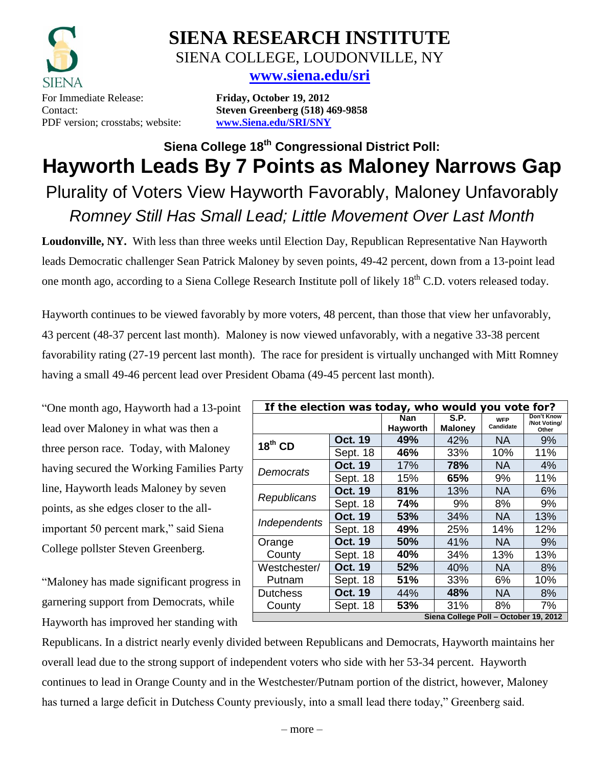# SIENA RESEARCH INSTITUTE

SIENA COLLEGE, LOUDONVILLE, NY

**www.siena.edu/sri**

For Immediate Release: **Friday, October 19, 2012**
Contact: **Steven Greenberg (518) 469-9858**
PDF version; crosstabs; website: **www.Siena.edu/SRI/SNY**

### Siena College 18th Congressional District Poll:

# Hayworth Leads By 7 Points as Maloney Narrows Gap

## Plurality of Voters View Hayworth Favorably, Maloney Unfavorably

## *Romney Still Has Small Lead; Little Movement Over Last Month*

**Loudonville, NY.** With less than three weeks until Election Day, Republican Representative Nan Hayworth leads Democratic challenger Sean Patrick Maloney by seven points, 49-42 percent, down from a 13-point lead one month ago, according to a Siena College Research Institute poll of likely 18th C.D. voters released today.

Hayworth continues to be viewed favorably by more voters, 48 percent, than those that view her unfavorably, 43 percent (48-37 percent last month). Maloney is now viewed unfavorably, with a negative 33-38 percent favorability rating (27-19 percent last month). The race for president is virtually unchanged with Mitt Romney having a small 49-46 percent lead over President Obama (49-45 percent last month).

"One month ago, Hayworth had a 13-point lead over Maloney in what was then a three person race. Today, with Maloney having secured the Working Families Party line, Hayworth leads Maloney by seven points, as she edges closer to the all-important 50 percent mark," said Siena College pollster Steven Greenberg.

"Maloney has made significant progress in garnering support from Democrats, while Hayworth has improved her standing with Republicans. In a district nearly evenly divided between Republicans and Democrats, Hayworth maintains her overall lead due to the strong support of independent voters who side with her 53-34 percent. Hayworth continues to lead in Orange County and in the Westchester/Putnam portion of the district, however, Maloney has turned a large deficit in Dutchess County previously, into a small lead there today," Greenberg said.

| If the election was today, who would you vote for? | | | | | |
|---|---|---|---|---|---|
| | | Nan Hayworth | S.P. Maloney | WFP Candidate | Don't Know /Not Voting/ Other |
| 18th CD | Oct. 19 | **49%** | 42% | NA | 9% |
| | Sept. 18 | **46%** | 33% | 10% | 11% |
| *Democrats* | Oct. 19 | 17% | **78%** | NA | 4% |
| | Sept. 18 | 15% | **65%** | 9% | 11% |
| *Republicans* | Oct. 19 | **81%** | 13% | NA | 6% |
| | Sept. 18 | **74%** | 9% | 8% | 9% |
| *Independents* | Oct. 19 | **53%** | 34% | NA | 13% |
| | Sept. 18 | **49%** | 25% | 14% | 12% |
| Orange County | Oct. 19 | **50%** | 41% | NA | 9% |
| | Sept. 18 | **40%** | 34% | 13% | 13% |
| Westchester/ Putnam | Oct. 19 | **52%** | 40% | NA | 8% |
| | Sept. 18 | **51%** | 33% | 6% | 10% |
| Dutchess County | Oct. 19 | 44% | **48%** | NA | 8% |
| | Sept. 18 | **53%** | 31% | 8% | 7% |

Siena College Poll – October 19, 2012

– more –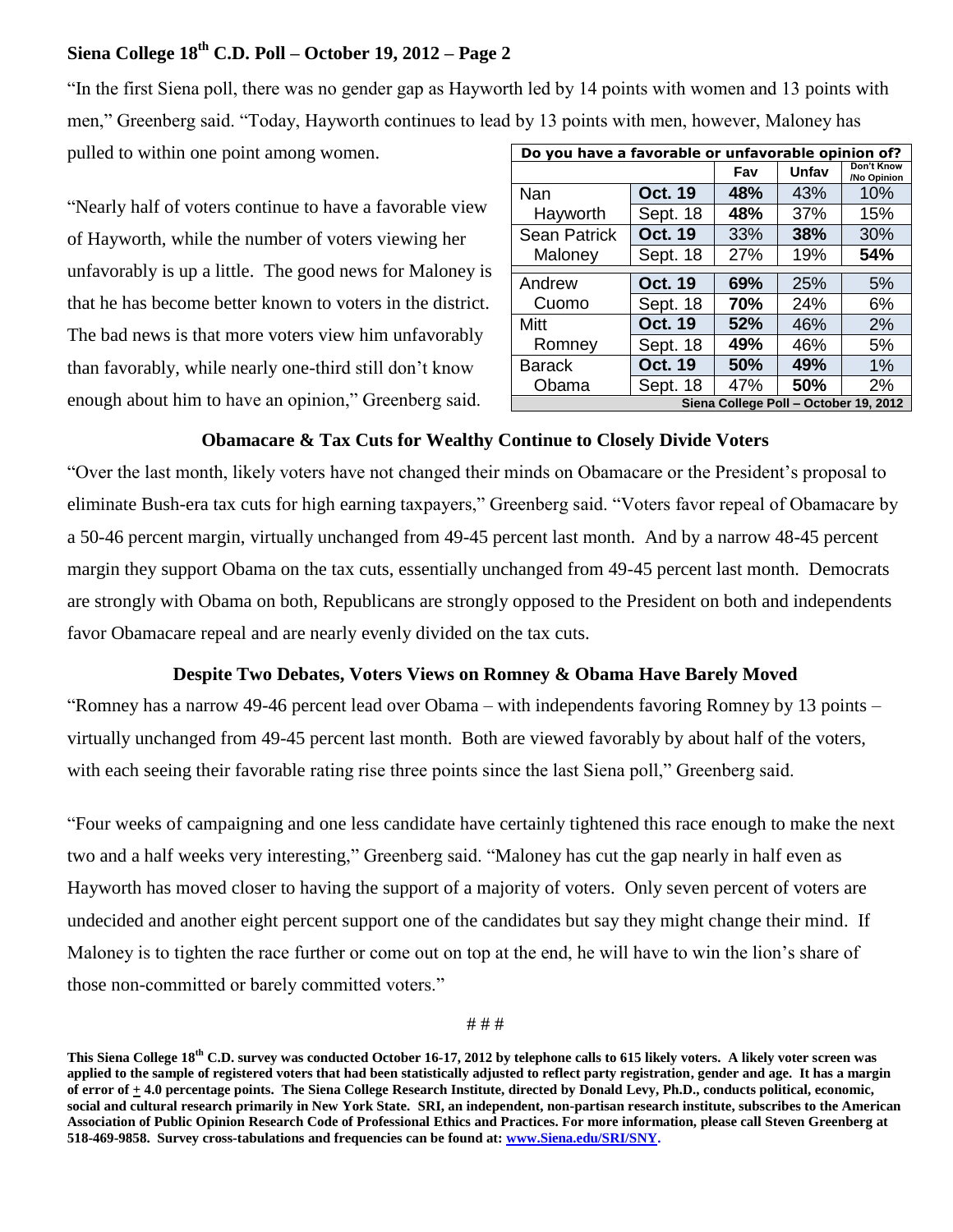# Siena College 18th C.D. Poll – October 19, 2012 – Page 2

"In the first Siena poll, there was no gender gap as Hayworth led by 14 points with women and 13 points with men," Greenberg said. "Today, Hayworth continues to lead by 13 points with men, however, Maloney has pulled to within one point among women.

"Nearly half of voters continue to have a favorable view of Hayworth, while the number of voters viewing her unfavorably is up a little. The good news for Maloney is that he has become better known to voters in the district. The bad news is that more voters view him unfavorably than favorably, while nearly one-third still don't know enough about him to have an opinion," Greenberg said.

| Do you have a favorable or unfavorable opinion of? | | Fav | Unfav | Don't Know /No Opinion |
|---|---|---|---|---|
| Nan Hayworth | **Oct. 19** | **48%** | 43% | 10% |
| | Sept. 18 | **48%** | 37% | 15% |
| Sean Patrick Maloney | **Oct. 19** | 33% | **38%** | 30% |
| | Sept. 18 | 27% | 19% | **54%** |
| Andrew Cuomo | **Oct. 19** | **69%** | 25% | 5% |
| | Sept. 18 | **70%** | 24% | 6% |
| Mitt Romney | **Oct. 19** | **52%** | 46% | 2% |
| | Sept. 18 | **49%** | 46% | 5% |
| Barack Obama | **Oct. 19** | **50%** | **49%** | 1% |
| | Sept. 18 | 47% | **50%** | 2% |

Siena College Poll – October 19, 2012

### Obamacare & Tax Cuts for Wealthy Continue to Closely Divide Voters

"Over the last month, likely voters have not changed their minds on Obamacare or the President's proposal to eliminate Bush-era tax cuts for high earning taxpayers," Greenberg said. "Voters favor repeal of Obamacare by a 50-46 percent margin, virtually unchanged from 49-45 percent last month. And by a narrow 48-45 percent margin they support Obama on the tax cuts, essentially unchanged from 49-45 percent last month. Democrats are strongly with Obama on both, Republicans are strongly opposed to the President on both and independents favor Obamacare repeal and are nearly evenly divided on the tax cuts.

### Despite Two Debates, Voters Views on Romney & Obama Have Barely Moved

"Romney has a narrow 49-46 percent lead over Obama – with independents favoring Romney by 13 points – virtually unchanged from 49-45 percent last month. Both are viewed favorably by about half of the voters, with each seeing their favorable rating rise three points since the last Siena poll," Greenberg said.

"Four weeks of campaigning and one less candidate have certainly tightened this race enough to make the next two and a half weeks very interesting," Greenberg said. "Maloney has cut the gap nearly in half even as Hayworth has moved closer to having the support of a majority of voters. Only seven percent of voters are undecided and another eight percent support one of the candidates but say they might change their mind. If Maloney is to tighten the race further or come out on top at the end, he will have to win the lion's share of those non-committed or barely committed voters."

# # #

**This Siena College 18th C.D. survey was conducted October 16-17, 2012 by telephone calls to 615 likely voters. A likely voter screen was applied to the sample of registered voters that had been statistically adjusted to reflect party registration, gender and age. It has a margin of error of ± 4.0 percentage points. The Siena College Research Institute, directed by Donald Levy, Ph.D., conducts political, economic, social and cultural research primarily in New York State. SRI, an independent, non-partisan research institute, subscribes to the American Association of Public Opinion Research Code of Professional Ethics and Practices. For more information, please call Steven Greenberg at 518-469-9858. Survey cross-tabulations and frequencies can be found at: www.Siena.edu/SRI/SNY.**